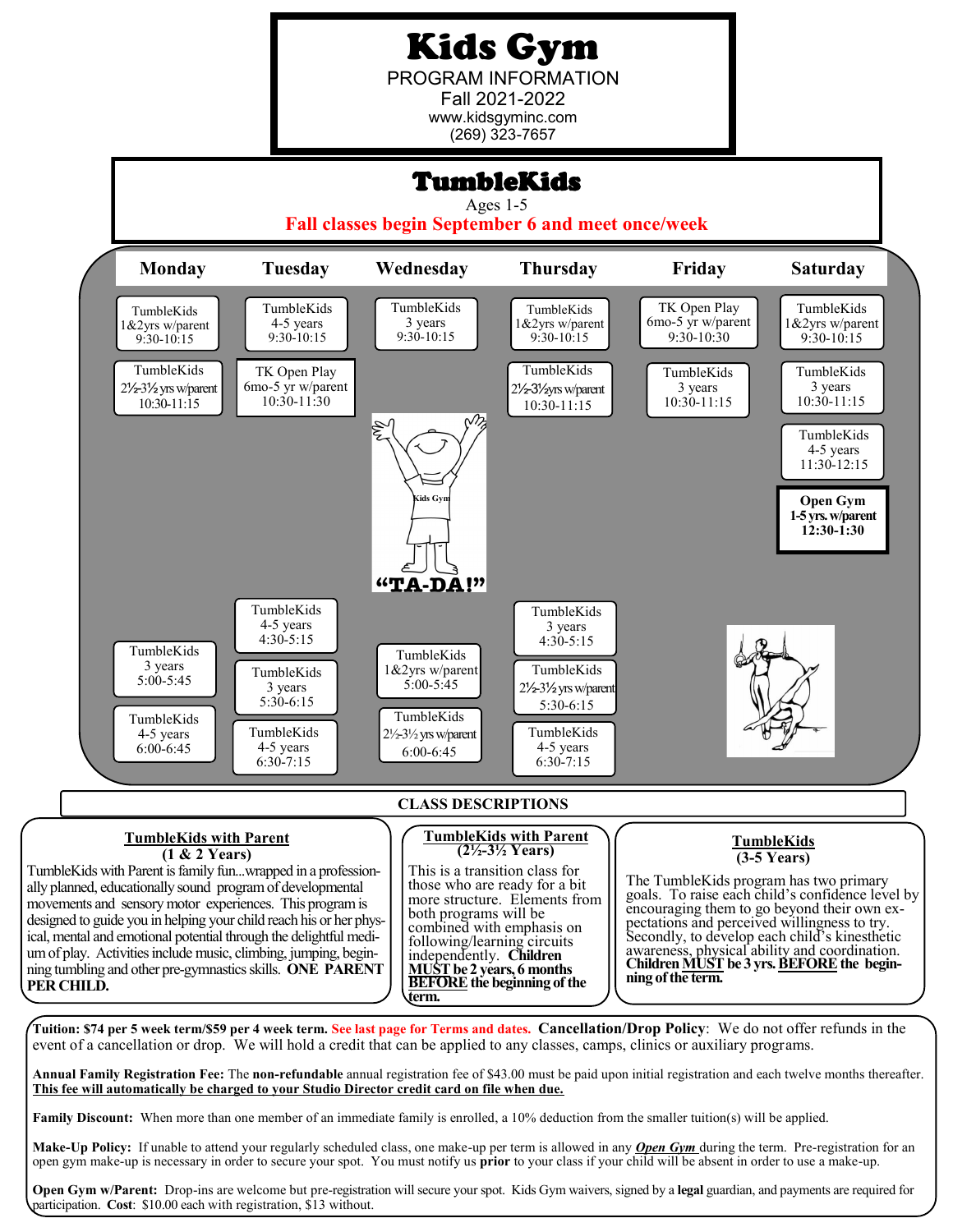# Kids Gym

PROGRAM INFORMATION
Fall 2021-2022
www.kidsgyminc.com
(269) 323-7657

## TumbleKids

Ages 1-5

**Fall classes begin September 6 and meet once/week**

| Monday | Tuesday | Wednesday | Thursday | Friday | Saturday |
|---|---|---|---|---|---|
| TumbleKids 1&2yrs w/parent 9:30-10:15 | TumbleKids 4-5 years 9:30-10:15 | TumbleKids 3 years 9:30-10:15 | TumbleKids 1&2yrs w/parent 9:30-10:15 | TK Open Play 6mo-5 yr w/parent 9:30-10:30 | TumbleKids 1&2yrs w/parent 9:30-10:15 |
| TumbleKids 2½-3½ yrs w/parent 10:30-11:15 | TK Open Play 6mo-5 yr w/parent 10:30-11:30 | | TumbleKids 2½-3½yrs w/parent 10:30-11:15 | TumbleKids 3 years 10:30-11:15 | TumbleKids 3 years 10:30-11:15 |
| | | | | | TumbleKids 4-5 years 11:30-12:15 |
| | | | | | **Open Gym 1-5 yrs. w/parent 12:30-1:30** |
| | TumbleKids 4-5 years 4:30-5:15 | | TumbleKids 3 years 4:30-5:15 | | |
| TumbleKids 3 years 5:00-5:45 | TumbleKids 3 years 5:30-6:15 | TumbleKids 1&2yrs w/parent 5:00-5:45 | TumbleKids 2½-3½ yrs w/parent 5:30-6:15 | | |
| TumbleKids 4-5 years 6:00-6:45 | TumbleKids 4-5 years 6:30-7:15 | TumbleKids 2½-3½ yrs w/parent 6:00-6:45 | TumbleKids 4-5 years 6:30-7:15 | | |

"TA-DA!"

## CLASS DESCRIPTIONS

### TumbleKids with Parent (1 & 2 Years)

TumbleKids with Parent is family fun...wrapped in a professionally planned, educationally sound program of developmental movements and sensory motor experiences. This program is designed to guide you in helping your child reach his or her physical, mental and emotional potential through the delightful medium of play. Activities include music, climbing, jumping, beginning tumbling and other pre-gymnastics skills. **ONE PARENT PER CHILD.**

### TumbleKids with Parent (2½-3½ Years)

This is a transition class for those who are ready for a bit more structure. Elements from both programs will be combined with emphasis on following/learning circuits independently. **Children MUST be 2 years, 6 months BEFORE the beginning of the term.**

### TumbleKids (3-5 Years)

The TumbleKids program has two primary goals. To raise each child's confidence level by encouraging them to go beyond their own expectations and perceived willingness to try. Secondly, to develop each child's kinesthetic awareness, physical ability and coordination. **Children MUST be 3 yrs. BEFORE the beginning of the term.**

**Tuition: $74 per 5 week term/$59 per 4 week term.** See last page for Terms and dates. **Cancellation/Drop Policy**: We do not offer refunds in the event of a cancellation or drop. We will hold a credit that can be applied to any classes, camps, clinics or auxiliary programs.

**Annual Family Registration Fee:** The **non-refundable** annual registration fee of $43.00 must be paid upon initial registration and each twelve months thereafter. **This fee will automatically be charged to your Studio Director credit card on file when due.**

**Family Discount:** When more than one member of an immediate family is enrolled, a 10% deduction from the smaller tuition(s) will be applied.

**Make-Up Policy:** If unable to attend your regularly scheduled class, one make-up per term is allowed in any ***Open Gym*** during the term. Pre-registration for an open gym make-up is necessary in order to secure your spot. You must notify us **prior** to your class if your child will be absent in order to use a make-up.

**Open Gym w/Parent:** Drop-ins are welcome but pre-registration will secure your spot. Kids Gym waivers, signed by a **legal** guardian, and payments are required for participation. **Cost**: $10.00 each with registration, $13 without.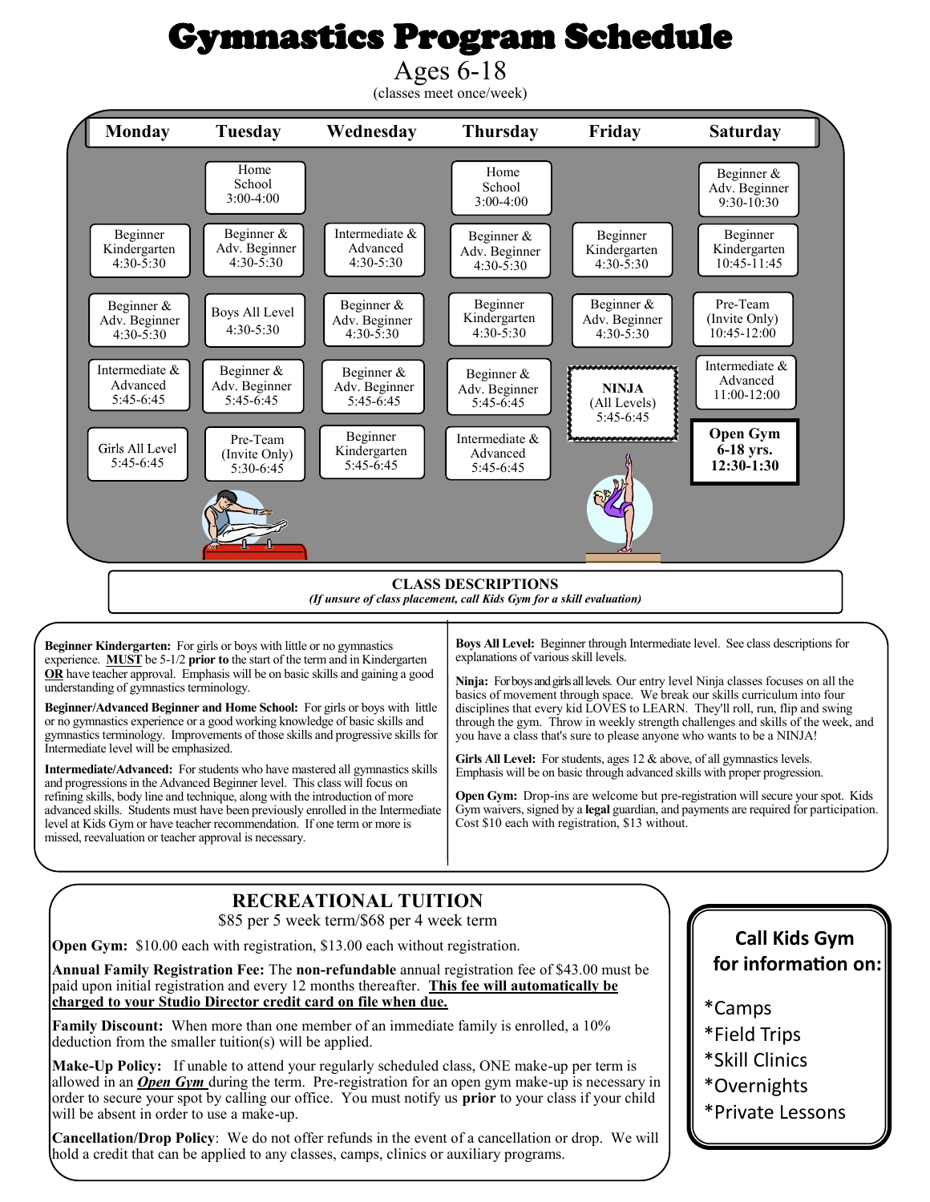# Gymnastics Program Schedule

Ages 6-18

(classes meet once/week)

| Monday | Tuesday | Wednesday | Thursday | Friday | Saturday |
|---|---|---|---|---|---|
| | Home School 3:00-4:00 | | Home School 3:00-4:00 | | Beginner & Adv. Beginner 9:30-10:30 |
| Beginner Kindergarten 4:30-5:30 | Beginner & Adv. Beginner 4:30-5:30 | Intermediate & Advanced 4:30-5:30 | Beginner & Adv. Beginner 4:30-5:30 | Beginner Kindergarten 4:30-5:30 | Beginner Kindergarten 10:45-11:45 |
| Beginner & Adv. Beginner 4:30-5:30 | Boys All Level 4:30-5:30 | Beginner & Adv. Beginner 4:30-5:30 | Beginner Kindergarten 4:30-5:30 | Beginner & Adv. Beginner 4:30-5:30 | Pre-Team (Invite Only) 10:45-12:00 |
| Intermediate & Advanced 5:45-6:45 | Beginner & Adv. Beginner 5:45-6:45 | Beginner & Adv. Beginner 5:45-6:45 | Beginner & Adv. Beginner 5:45-6:45 | **NINJA** (All Levels) 5:45-6:45 | Intermediate & Advanced 11:00-12:00 |
| Girls All Level 5:45-6:45 | Pre-Team (Invite Only) 5:30-6:45 | Beginner Kindergarten 5:45-6:45 | Intermediate & Advanced 5:45-6:45 | | **Open Gym 6-18 yrs. 12:30-1:30** |

## CLASS DESCRIPTIONS

***(If unsure of class placement, call Kids Gym for a skill evaluation)***

**Beginner Kindergarten:** For girls or boys with little or no gymnastics experience. **MUST** be 5-1/2 **prior to** the start of the term and in Kindergarten **OR** have teacher approval. Emphasis will be on basic skills and gaining a good understanding of gymnastics terminology.

**Beginner/Advanced Beginner and Home School:** For girls or boys with little or no gymnastics experience or a good working knowledge of basic skills and gymnastics terminology. Improvements of those skills and progressive skills for Intermediate level will be emphasized.

**Intermediate/Advanced:** For students who have mastered all gymnastics skills and progressions in the Advanced Beginner level. This class will focus on refining skills, body line and technique, along with the introduction of more advanced skills. Students must have been previously enrolled in the Intermediate level at Kids Gym or have teacher recommendation. If one term or more is missed, reevaluation or teacher approval is necessary.

**Boys All Level:** Beginner through Intermediate level. See class descriptions for explanations of various skill levels.

**Ninja:** For boys and girls all levels. Our entry level Ninja classes focuses on all the basics of movement through space. We break our skills curriculum into four disciplines that every kid LOVES to LEARN. They'll roll, run, flip and swing through the gym. Throw in weekly strength challenges and skills of the week, and you have a class that's sure to please anyone who wants to be a NINJA!

**Girls All Level:** For students, ages 12 & above, of all gymnastics levels. Emphasis will be on basic through advanced skills with proper progression.

**Open Gym:** Drop-ins are welcome but pre-registration will secure your spot. Kids Gym waivers, signed by a **legal** guardian, and payments are required for participation. Cost $10 each with registration, $13 without.

## RECREATIONAL TUITION

$85 per 5 week term/$68 per 4 week term

**Open Gym:** $10.00 each with registration, $13.00 each without registration.

**Annual Family Registration Fee:** The **non-refundable** annual registration fee of $43.00 must be paid upon initial registration and every 12 months thereafter. **This fee will automatically be charged to your Studio Director credit card on file when due.**

**Family Discount:** When more than one member of an immediate family is enrolled, a 10% deduction from the smaller tuition(s) will be applied.

**Make-Up Policy:** If unable to attend your regularly scheduled class, ONE make-up per term is allowed in an ***Open Gym*** during the term. Pre-registration for an open gym make-up is necessary in order to secure your spot by calling our office. You must notify us **prior** to your class if your child will be absent in order to use a make-up.

**Cancellation/Drop Policy**: We do not offer refunds in the event of a cancellation or drop. We will hold a credit that can be applied to any classes, camps, clinics or auxiliary programs.

**Call Kids Gym for information on:**

*Camps
*Field Trips
*Skill Clinics
*Overnights
*Private Lessons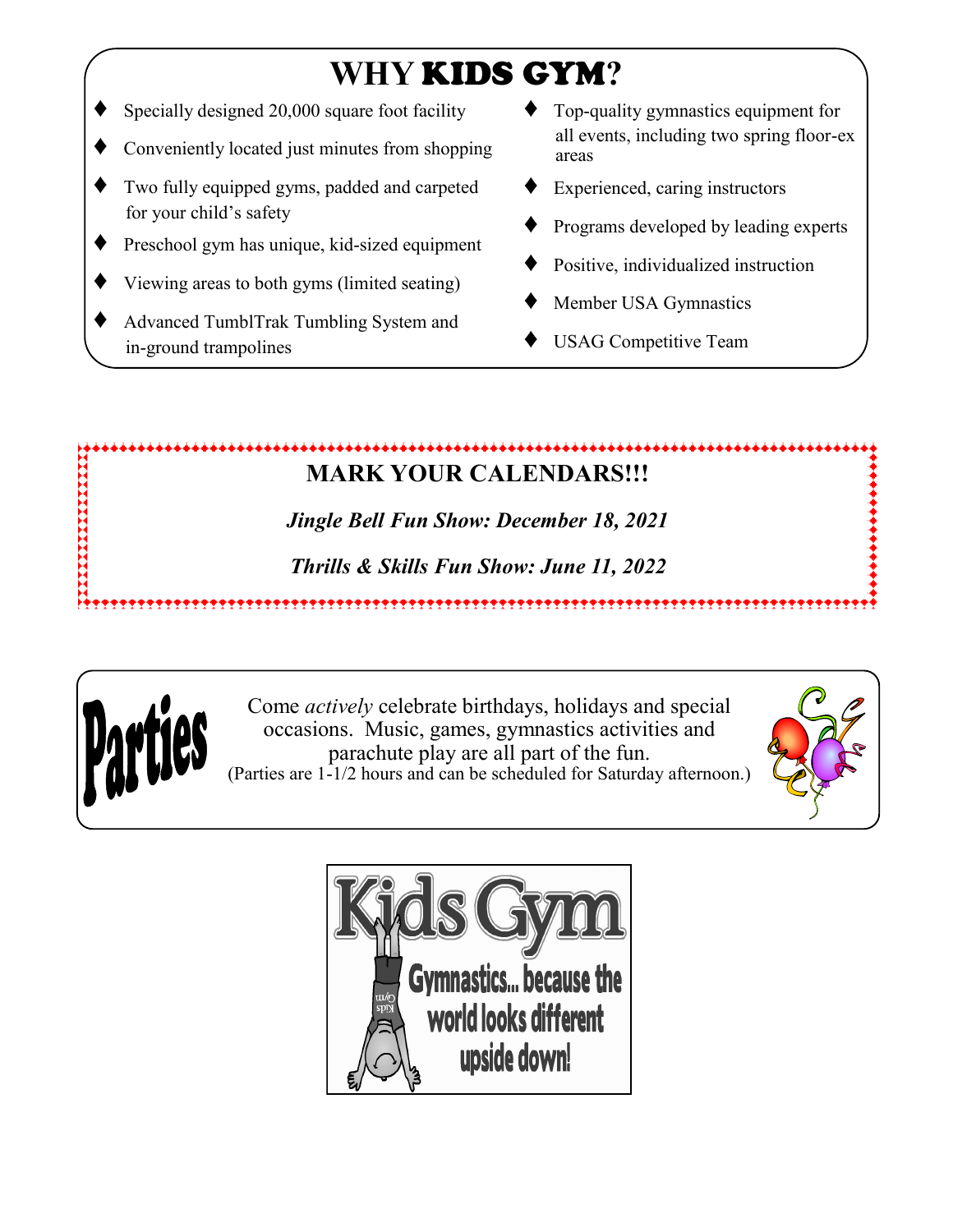# WHY KIDS GYM?

- Specially designed 20,000 square foot facility
- Conveniently located just minutes from shopping
- Two fully equipped gyms, padded and carpeted for your child's safety
- Preschool gym has unique, kid-sized equipment
- Viewing areas to both gyms (limited seating)
- Advanced TumblTrak Tumbling System and in-ground trampolines
- Top-quality gymnastics equipment for all events, including two spring floor-ex areas
- Experienced, caring instructors
- Programs developed by leading experts
- Positive, individualized instruction
- Member USA Gymnastics
- USAG Competitive Team

## MARK YOUR CALENDARS!!!

***Jingle Bell Fun Show: December 18, 2021***

***Thrills & Skills Fun Show: June 11, 2022***

## Parties

Come *actively* celebrate birthdays, holidays and special occasions. Music, games, gymnastics activities and parachute play are all part of the fun.
(Parties are 1-1/2 hours and can be scheduled for Saturday afternoon.)

**Kids Gym**

**Gymnastics... because the world looks different upside down!**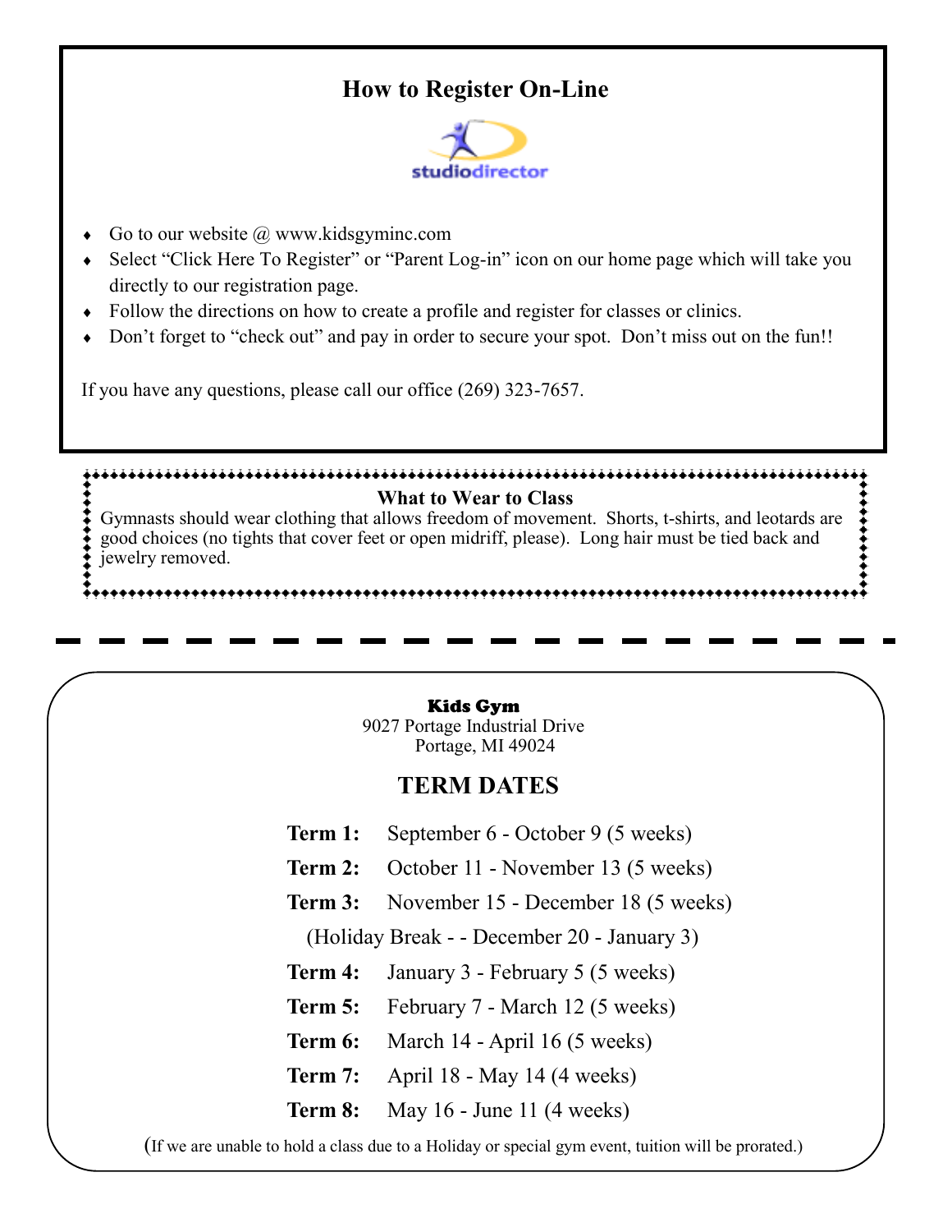## How to Register On-Line

studiodirector

- Go to our website @ www.kidsgyminc.com
- Select "Click Here To Register" or "Parent Log-in" icon on our home page which will take you directly to our registration page.
- Follow the directions on how to create a profile and register for classes or clinics.
- Don't forget to "check out" and pay in order to secure your spot. Don't miss out on the fun!!

If you have any questions, please call our office (269) 323-7657.

### What to Wear to Class

Gymnasts should wear clothing that allows freedom of movement. Shorts, t-shirts, and leotards are good choices (no tights that cover feet or open midriff, please). Long hair must be tied back and jewelry removed.

---

**Kids Gym**
9027 Portage Industrial Drive
Portage, MI 49024

## TERM DATES

**Term 1:** September 6 - October 9 (5 weeks)

**Term 2:** October 11 - November 13 (5 weeks)

**Term 3:** November 15 - December 18 (5 weeks)

(Holiday Break - - December 20 - January 3)

**Term 4:** January 3 - February 5 (5 weeks)

**Term 5:** February 7 - March 12 (5 weeks)

**Term 6:** March 14 - April 16 (5 weeks)

**Term 7:** April 18 - May 14 (4 weeks)

**Term 8:** May 16 - June 11 (4 weeks)

(If we are unable to hold a class due to a Holiday or special gym event, tuition will be prorated.)